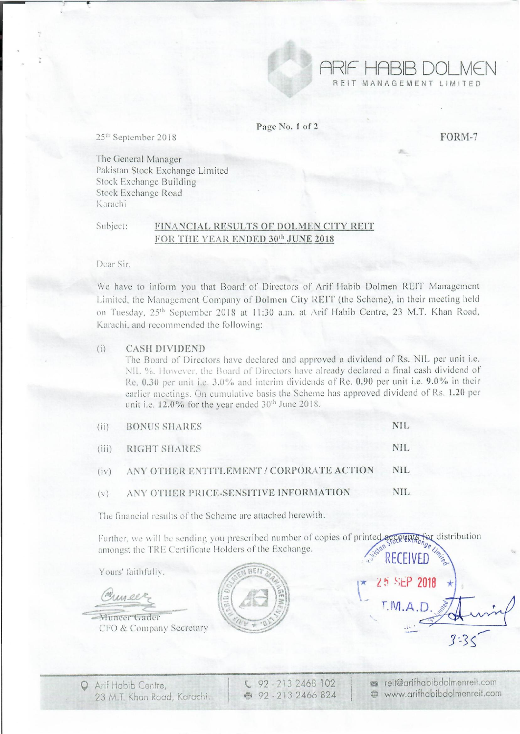ARIF HABIB DOLMEN
REIT MANAGEMENT LIMITED

25th September 2018

FORM-7

The General Manager
Pakistan Stock Exchange Limited
Stock Exchange Building
Stock Exchange Road
Karachi

Subject: **FINANCIAL RESULTS OF DOLMEN CITY REIT FOR THE YEAR ENDED 30th JUNE 2018**

Dear Sir,

We have to inform you that Board of Directors of Arif Habib Dolmen REIT Management Limited, the Management Company of **Dolmen** City REIT (the Scheme), in their meeting held on Tuesday, 25th September 2018 at 11:30 a.m. at Arif Habib Centre, 23 M.T. Khan Road, Karachi, and recommended the following:

(i) CASH DIVIDEND

The Board of Directors have declared and approved a dividend of Rs. NIL per unit i.e. NIL %. However, the Board of Directors have already declared a final cash dividend of Re. **0.30** per unit i.e. **3.0%** and interim dividends of Re. **0.90** per unit i.e. **9.0%** in their earlier meetings. On cumulative basis the Scheme has approved dividend of Rs. **1.20** per unit i.e. **12.0%** for the year ended 30th June 2018.

| | | |
|---|---|---|
| (ii) | BONUS SHARES | NIL |
| (iii) | RIGHT SHARES | NIL |
| (iv) | ANY OTHER ENTITLEMENT / CORPORATE ACTION | NIL |
| (v) | ANY OTHER PRICE-SENSITIVE INFORMATION | NIL |

The financial results of the Scheme are attached herewith.

Further, we will be sending you prescribed number of copies of printed accounts for distribution amongst the TRE Certificate Holders of the Exchange.

Yours' faithfully,

Muneer Gader
CFO & Company Secretary

Arif Habib Centre,
23 M.T. Khan Road, Karachi.

92-213 2468 102
92-213 2466 824

reit@arifhabibdolmenreit.com
www.arifhabibdolmenreit.com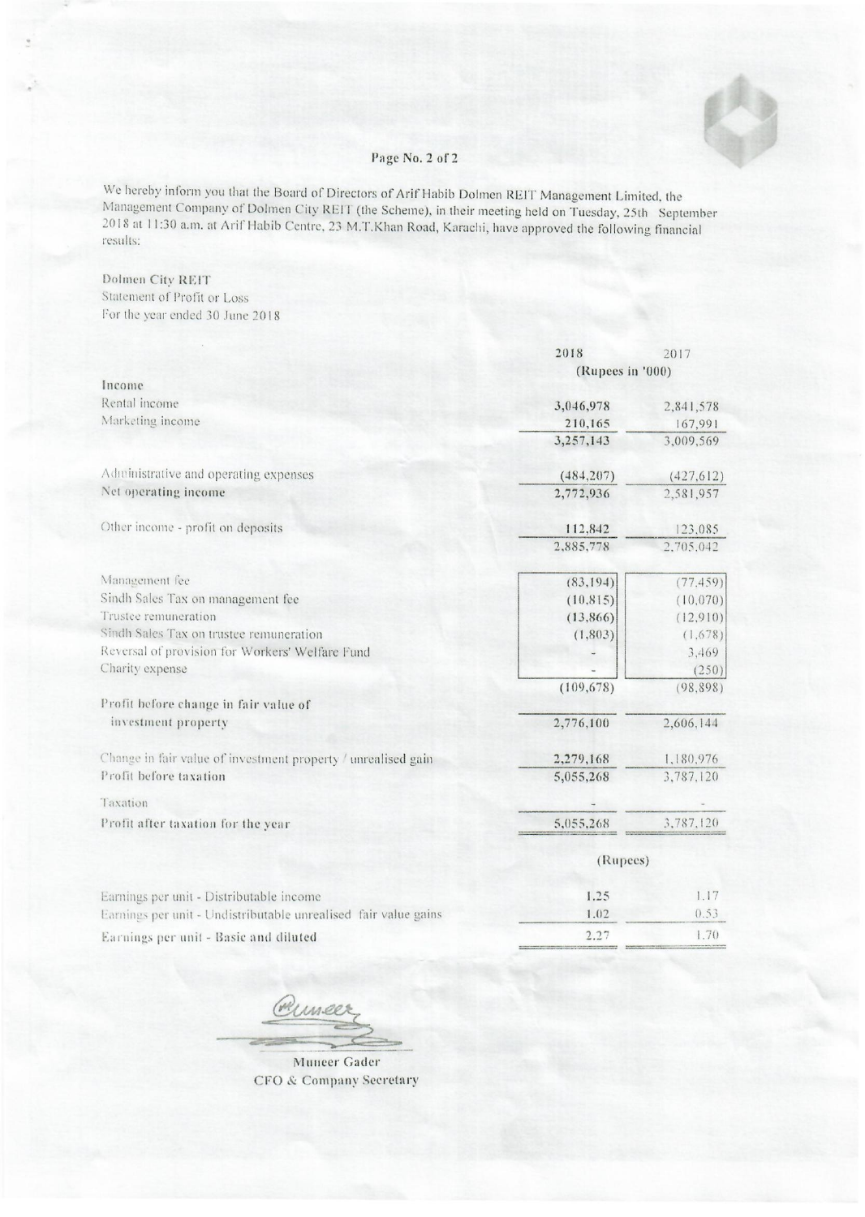We hereby inform you that the Board of Directors of Arif Habib Dolmen REIT Management Limited, the Management Company of Dolmen City REIT (the Scheme), in their meeting held on Tuesday, 25th September 2018 at 11:30 a.m. at Arif Habib Centre, 23 M.T.Khan Road, Karachi, have approved the following financial results:

**Dolmen City REIT**
Statement of Profit or Loss
For the year ended 30 June 2018

| | 2018 | 2017 |
|---|---|---|
| | (Rupees in '000) | |
| **Income** | | |
| Rental income | 3,046,978 | 2,841,578 |
| Marketing income | 210,165 | 167,991 |
| | 3,257,143 | 3,009,569 |
| Administrative and operating expenses | (484,207) | (427,612) |
| **Net operating income** | 2,772,936 | 2,581,957 |
| Other income - profit on deposits | 112,842 | 123,085 |
| | 2,885,778 | 2,705,042 |
| Management fee | (83,194) | (77,459) |
| Sindh Sales Tax on management fee | (10,815) | (10,070) |
| Trustee remuneration | (13,866) | (12,910) |
| Sindh Sales Tax on trustee remuneration | (1,803) | (1,678) |
| Reversal of provision for Workers' Welfare Fund | - | 3,469 |
| Charity expense | - | (250) |
| | (109,678) | (98,898) |
| **Profit before change in fair value of investment property** | 2,776,100 | 2,606,144 |
| Change in fair value of investment property / unrealised gain | 2,279,168 | 1,180,976 |
| **Profit before taxation** | 5,055,268 | 3,787,120 |
| Taxation | - | - |
| **Profit after taxation for the year** | 5,055,268 | 3,787,120 |
| | (Rupees) | |
| Earnings per unit - Distributable income | 1.25 | 1.17 |
| Earnings per unit - Undistributable unrealised fair value gains | 1.02 | 0.53 |
| **Earnings per unit - Basic and diluted** | 2.27 | 1.70 |

Muneer Gader
CFO & Company Secretary